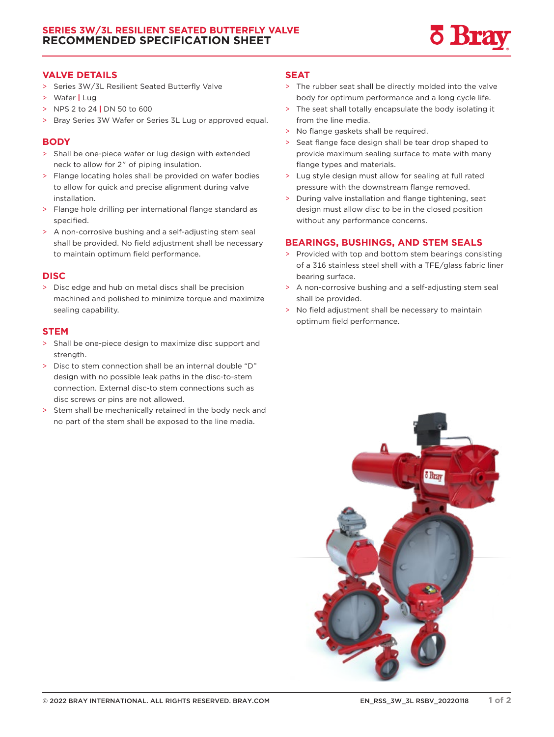# SERIES 3W/3L RESILIENT SEATED BUTTERFLY VALVE
## RECOMMENDED SPECIFICATION SHEET

### VALVE DETAILS

- Series 3W/3L Resilient Seated Butterfly Valve
- Wafer | Lug
- NPS 2 to 24 | DN 50 to 600
- Bray Series 3W Wafer or Series 3L Lug or approved equal.

### BODY

- Shall be one-piece wafer or lug design with extended neck to allow for 2" of piping insulation.
- Flange locating holes shall be provided on wafer bodies to allow for quick and precise alignment during valve installation.
- Flange hole drilling per international flange standard as specified.
- A non-corrosive bushing and a self-adjusting stem seal shall be provided. No field adjustment shall be necessary to maintain optimum field performance.

### DISC

- Disc edge and hub on metal discs shall be precision machined and polished to minimize torque and maximize sealing capability.

### STEM

- Shall be one-piece design to maximize disc support and strength.
- Disc to stem connection shall be an internal double "D" design with no possible leak paths in the disc-to-stem connection. External disc-to stem connections such as disc screws or pins are not allowed.
- Stem shall be mechanically retained in the body neck and no part of the stem shall be exposed to the line media.

### SEAT

- The rubber seat shall be directly molded into the valve body for optimum performance and a long cycle life.
- The seat shall totally encapsulate the body isolating it from the line media.
- No flange gaskets shall be required.
- Seat flange face design shall be tear drop shaped to provide maximum sealing surface to mate with many flange types and materials.
- Lug style design must allow for sealing at full rated pressure with the downstream flange removed.
- During valve installation and flange tightening, seat design must allow disc to be in the closed position without any performance concerns.

### BEARINGS, BUSHINGS, AND STEM SEALS

- Provided with top and bottom stem bearings consisting of a 316 stainless steel shell with a TFE/glass fabric liner bearing surface.
- A non-corrosive bushing and a self-adjusting stem seal shall be provided.
- No field adjustment shall be necessary to maintain optimum field performance.

© 2022 BRAY INTERNATIONAL. ALL RIGHTS RESERVED. BRAY.COM EN_RSS_3W_3L RSBV_20220118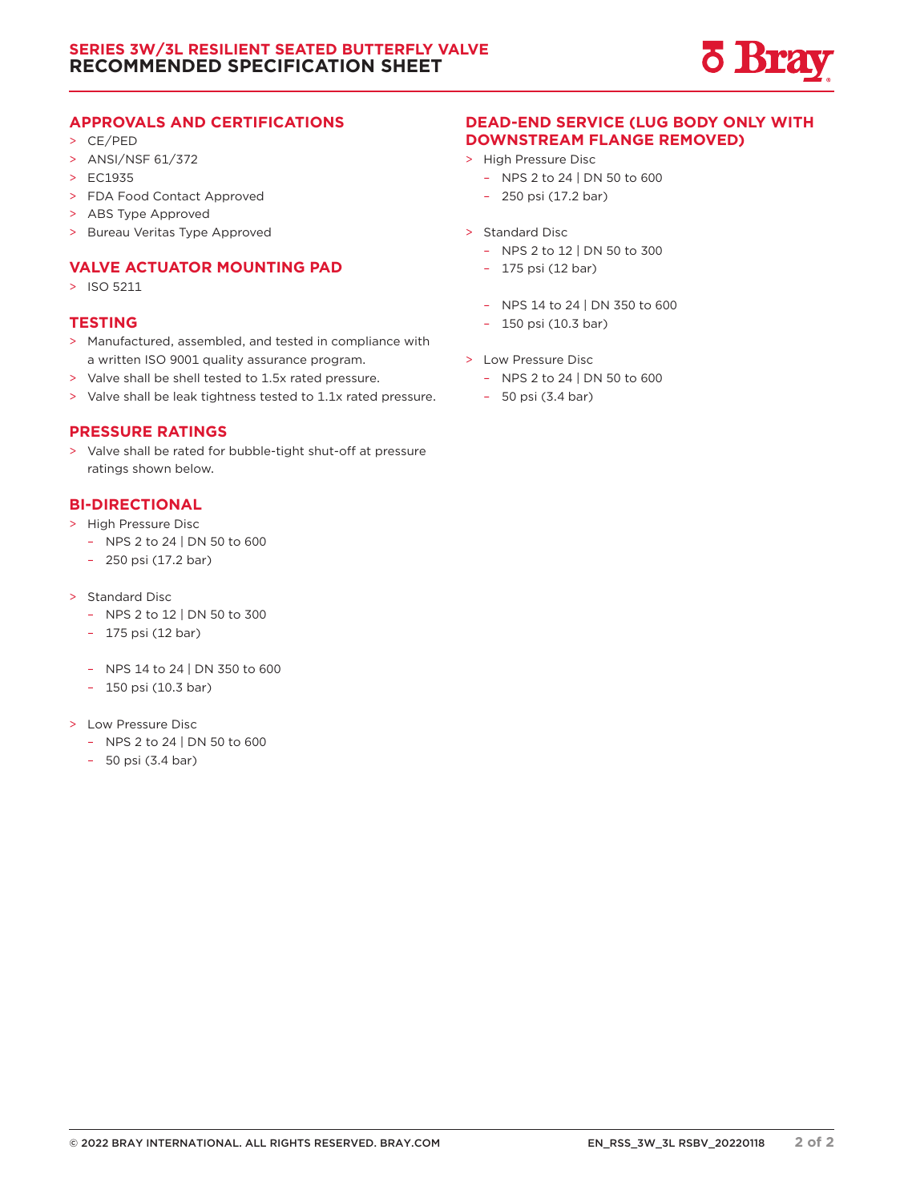## APPROVALS AND CERTIFICATIONS

- CE/PED
- ANSI/NSF 61/372
- EC1935
- FDA Food Contact Approved
- ABS Type Approved
- Bureau Veritas Type Approved

## VALVE ACTUATOR MOUNTING PAD

- ISO 5211

## TESTING

- Manufactured, assembled, and tested in compliance with a written ISO 9001 quality assurance program.
- Valve shall be shell tested to 1.5x rated pressure.
- Valve shall be leak tightness tested to 1.1x rated pressure.

## PRESSURE RATINGS

- Valve shall be rated for bubble-tight shut-off at pressure ratings shown below.

## BI-DIRECTIONAL

- High Pressure Disc
  - NPS 2 to 24 | DN 50 to 600
  - 250 psi (17.2 bar)
- Standard Disc
  - NPS 2 to 12 | DN 50 to 300
  - 175 psi (12 bar)

  - NPS 14 to 24 | DN 350 to 600
  - 150 psi (10.3 bar)
- Low Pressure Disc
  - NPS 2 to 24 | DN 50 to 600
  - 50 psi (3.4 bar)

## DEAD-END SERVICE (LUG BODY ONLY WITH DOWNSTREAM FLANGE REMOVED)

- High Pressure Disc
  - NPS 2 to 24 | DN 50 to 600
  - 250 psi (17.2 bar)
- Standard Disc
  - NPS 2 to 12 | DN 50 to 300
  - 175 psi (12 bar)

  - NPS 14 to 24 | DN 350 to 600
  - 150 psi (10.3 bar)
- Low Pressure Disc
  - NPS 2 to 24 | DN 50 to 600
  - 50 psi (3.4 bar)